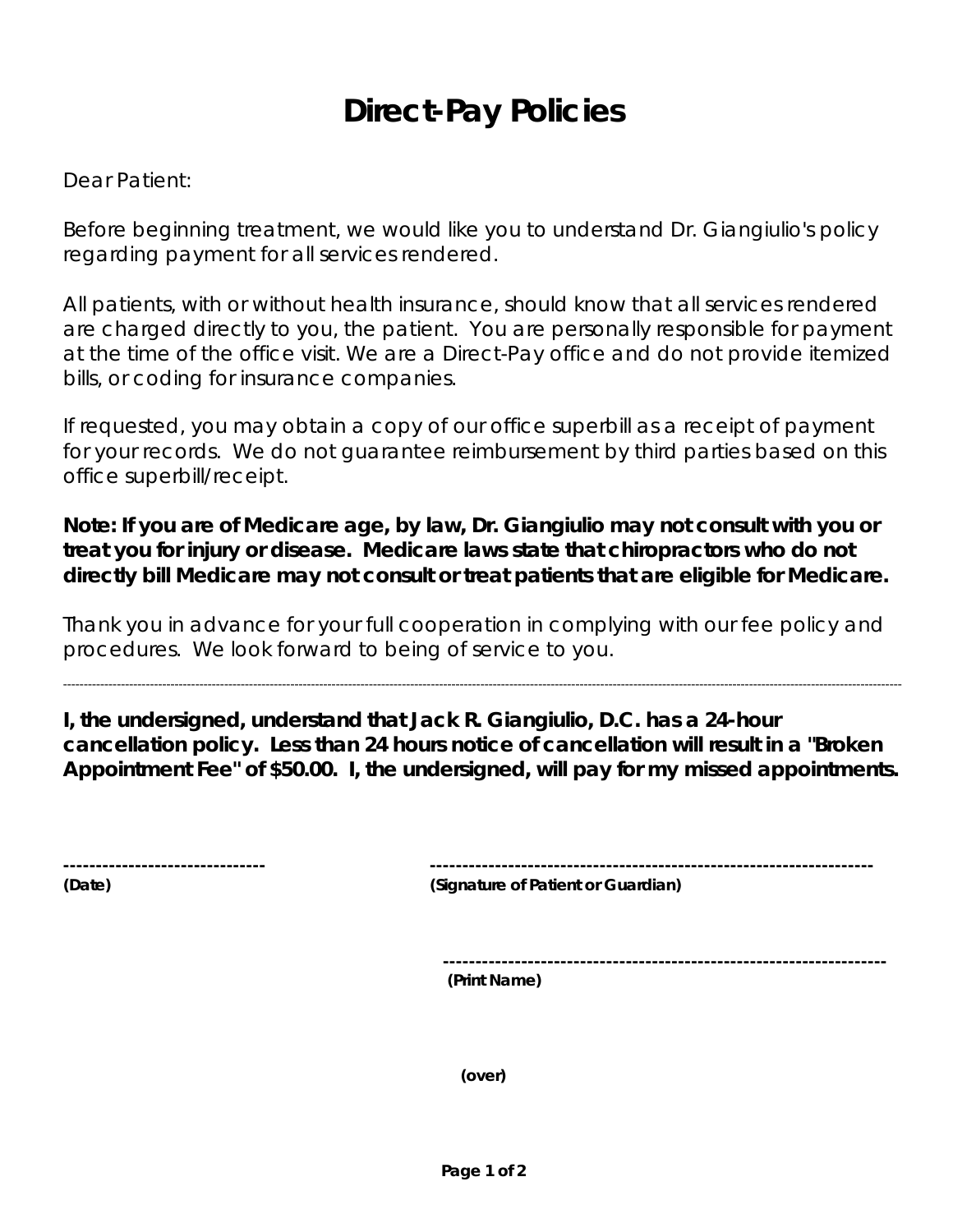# Direct-Pay Policies

Dear Patient:

Before beginning treatment, we would like you to understand Dr. Giangiulio's policy regarding payment for all services rendered.

All patients, with or without health insurance, should know that all services rendered are charged directly to you, the patient. You are personally responsible for payment at the time of the office visit. We are a Direct-Pay office and do not provide itemized bills, or coding for insurance companies.

If requested, you may obtain a copy of our office superbill as a receipt of payment for your records. We do not guarantee reimbursement by third parties based on this office superbill/receipt.

**Note: If you are of Medicare age, by law, Dr. Giangiulio may not consult with you or treat you for injury or disease. Medicare laws state that chiropractors who do not directly bill Medicare may not consult or treat patients that are eligible for Medicare.**

Thank you in advance for your full cooperation in complying with our fee policy and procedures. We look forward to being of service to you.

---

**I, the undersigned, understand that Jack R. Giangiulio, D.C. has a 24-hour cancellation policy. Less than 24 hours notice of cancellation will result in a "Broken Appointment Fee" of $50.00. I, the undersigned, will pay for my missed appointments.**

------------------------------ **(Date)**

------------------------------ **(Signature of Patient or Guardian)**

------------------------------ **(Print Name)**

**(over)**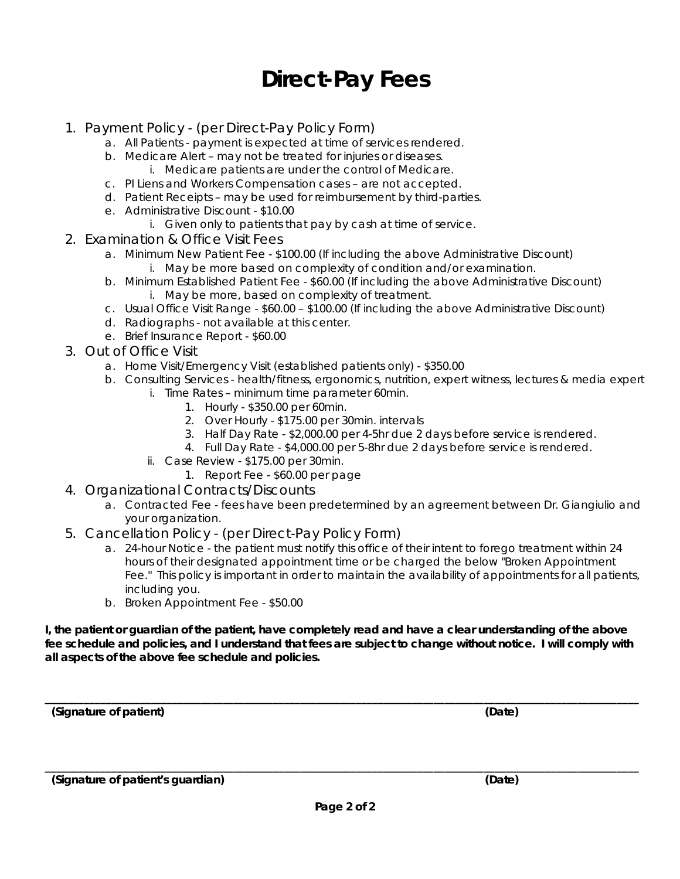# Direct-Pay Fees

1. Payment Policy - (per Direct-Pay Policy Form)
    a. All Patients - payment is expected at time of services rendered.
    b. Medicare Alert – may not be treated for injuries or diseases.
        i. Medicare patients are under the control of Medicare.
    c. PI Liens and Workers Compensation cases – are not accepted.
    d. Patient Receipts – may be used for reimbursement by third-parties.
    e. Administrative Discount - $10.00
        i. Given only to patients that pay by cash at time of service.
2. Examination & Office Visit Fees
    a. Minimum New Patient Fee - $100.00 (If including the above Administrative Discount)
        i. May be more based on complexity of condition and/or examination.
    b. Minimum Established Patient Fee - $60.00 (If including the above Administrative Discount)
        i. May be more, based on complexity of treatment.
    c. Usual Office Visit Range - $60.00 – $100.00 (If including the above Administrative Discount)
    d. Radiographs - not available at this center.
    e. Brief Insurance Report - $60.00
3. Out of Office Visit
    a. Home Visit/Emergency Visit (established patients only) - $350.00
    b. Consulting Services - health/fitness, ergonomics, nutrition, expert witness, lectures & media expert
        i. Time Rates – minimum time parameter 60min.
            1. Hourly - $350.00 per 60min.
            2. Over Hourly - $175.00 per 30min. intervals
            3. Half Day Rate - $2,000.00 per 4-5hr due 2 days before service is rendered.
            4. Full Day Rate - $4,000.00 per 5-8hr due 2 days before service is rendered.
        ii. Case Review - $175.00 per 30min.
            1. Report Fee - $60.00 per page
4. Organizational Contracts/Discounts
    a. Contracted Fee - fees have been predetermined by an agreement between Dr. Giangiulio and your organization.
5. Cancellation Policy - (per Direct-Pay Policy Form)
    a. 24-hour Notice - the patient must notify this office of their intent to forego treatment within 24 hours of their designated appointment time or be charged the below "Broken Appointment Fee." This policy is important in order to maintain the availability of appointments for all patients, including you.
    b. Broken Appointment Fee - $50.00

**I, the patient or guardian of the patient, have completely read and have a clear understanding of the above fee schedule and policies, and I understand that fees are subject to change without notice. I will comply with all aspects of the above fee schedule and policies.**

______________________________________________________________________________

**(Signature of patient)** **(Date)**

______________________________________________________________________________

**(Signature of patient's guardian)** **(Date)**